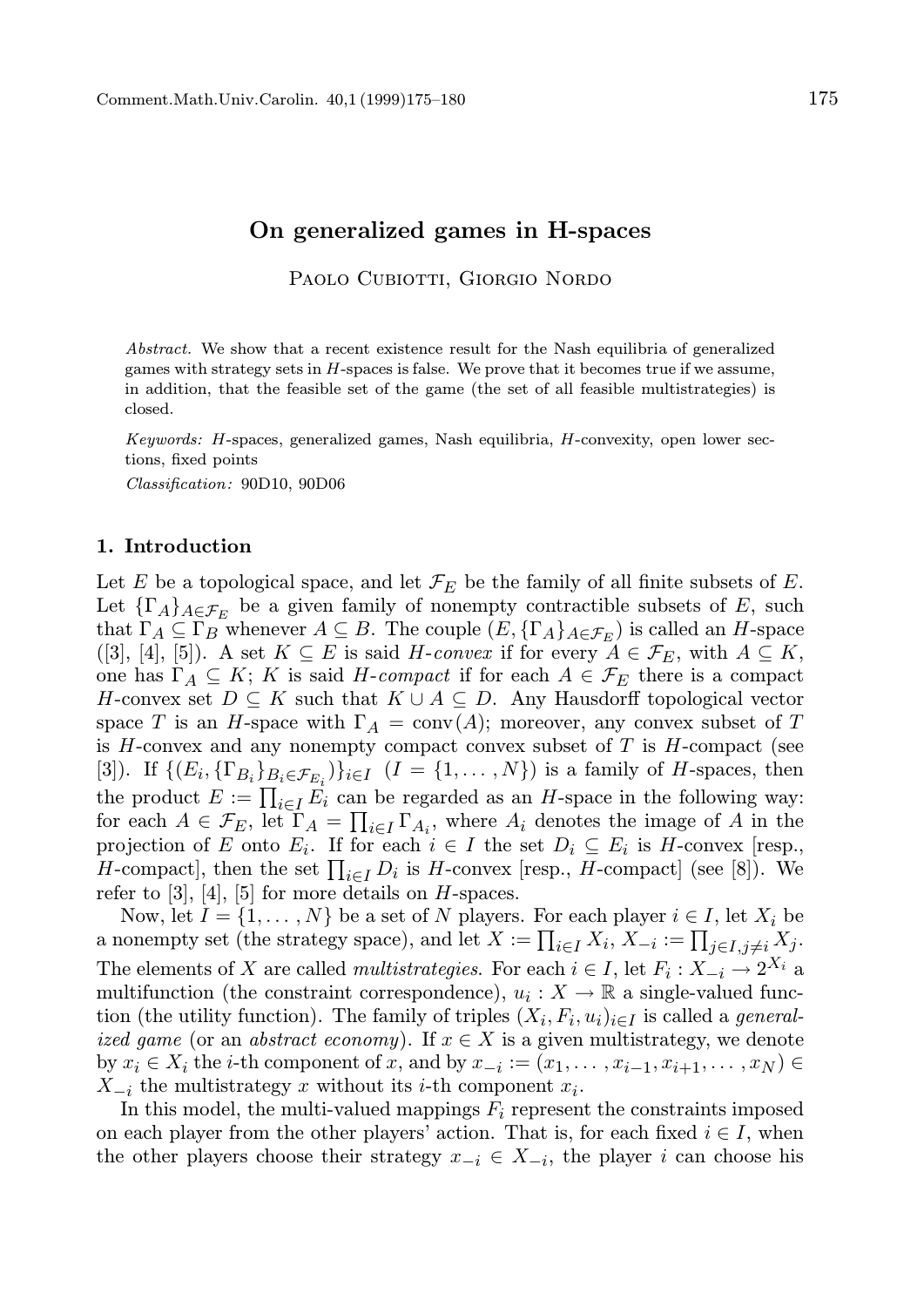# On generalized games in H-spaces

Paolo Cubiotti, Giorgio Nordo

*Abstract.* We show that a recent existence result for the Nash equilibria of generalized games with strategy sets in $H$-spaces is false. We prove that it becomes true if we assume, in addition, that the feasible set of the game (the set of all feasible multistrategies) is closed.

*Keywords:* $H$-spaces, generalized games, Nash equilibria, $H$-convexity, open lower sections, fixed points

*Classification:* 90D10, 90D06

## 1. Introduction

Let $E$ be a topological space, and let $\mathcal{F}_E$ be the family of all finite subsets of $E$. Let $\{\Gamma_A\}_{A\in\mathcal{F}_E}$ be a given family of nonempty contractible subsets of $E$, such that $\Gamma_A \subseteq \Gamma_B$ whenever $A \subseteq B$. The couple $(E, \{\Gamma_A\}_{A\in\mathcal{F}_E})$ is called an $H$-space ([3], [4], [5]). A set $K \subseteq E$ is said *$H$-convex* if for every $A \in \mathcal{F}_E$, with $A \subseteq K$, one has $\Gamma_A \subseteq K$; $K$ is said *$H$-compact* if for each $A \in \mathcal{F}_E$ there is a compact $H$-convex set $D \subseteq K$ such that $K \cup A \subseteq D$. Any Hausdorff topological vector space $T$ is an $H$-space with $\Gamma_A = \operatorname{conv}(A)$; moreover, any convex subset of $T$ is $H$-convex and any nonempty compact convex subset of $T$ is $H$-compact (see [3]). If $\{(E_i, \{\Gamma_{B_i}\}_{B_i\in\mathcal{F}_{E_i}})\}_{i\in I}$ $(I = \{1, \dots, N\})$ is a family of $H$-spaces, then the product $E := \prod_{i\in I} E_i$ can be regarded as an $H$-space in the following way: for each $A \in \mathcal{F}_E$, let $\Gamma_A = \prod_{i\in I} \Gamma_{A_i}$, where $A_i$ denotes the image of $A$ in the projection of $E$ onto $E_i$. If for each $i \in I$ the set $D_i \subseteq E_i$ is $H$-convex [resp., $H$-compact], then the set $\prod_{i\in I} D_i$ is $H$-convex [resp., $H$-compact] (see [8]). We refer to [3], [4], [5] for more details on $H$-spaces.

Now, let $I = \{1, \dots, N\}$ be a set of $N$ players. For each player $i \in I$, let $X_i$ be a nonempty set (the strategy space), and let $X := \prod_{i\in I} X_i$, $X_{-i} := \prod_{j\in I, j\neq i} X_j$. The elements of $X$ are called *multistrategies*. For each $i \in I$, let $F_i : X_{-i} \to 2^{X_i}$ a multifunction (the constraint correspondence), $u_i : X \to \mathbb{R}$ a single-valued function (the utility function). The family of triples $(X_i, F_i, u_i)_{i\in I}$ is called a *generalized game* (or an *abstract economy*). If $x \in X$ is a given multistrategy, we denote by $x_i \in X_i$ the $i$-th component of $x$, and by $x_{-i} := (x_1, \dots, x_{i-1}, x_{i+1}, \dots, x_N) \in X_{-i}$ the multistrategy $x$ without its $i$-th component $x_i$.

In this model, the multi-valued mappings $F_i$ represent the constraints imposed on each player from the other players' action. That is, for each fixed $i \in I$, when the other players choose their strategy $x_{-i} \in X_{-i}$, the player $i$ can choose his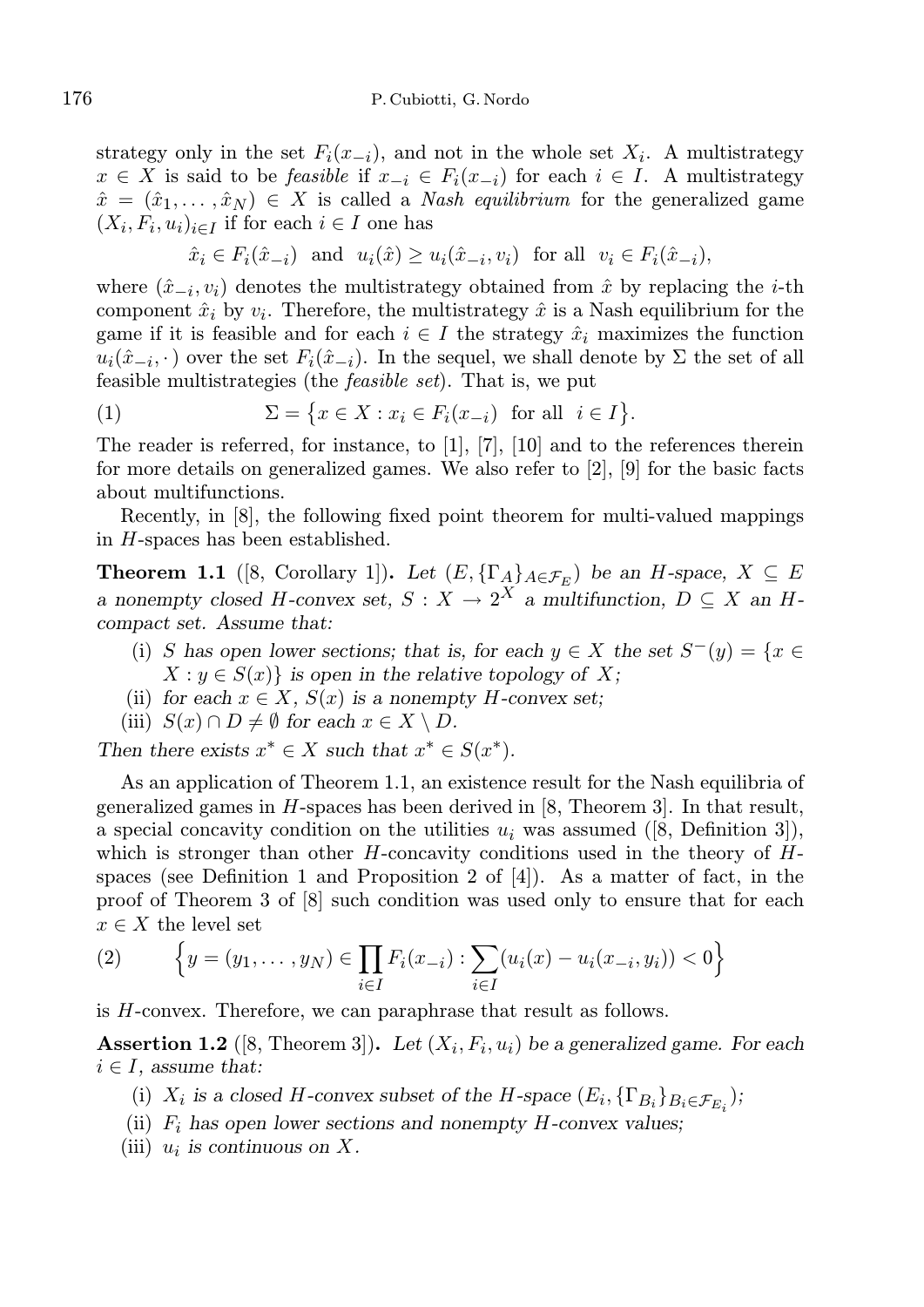strategy only in the set $F_i(x_{-i})$, and not in the whole set $X_i$. A multistrategy $x \in X$ is said to be *feasible* if $x_{-i} \in F_i(x_{-i})$ for each $i \in I$. A multistrategy $\hat{x} = (\hat{x}_1, \ldots, \hat{x}_N) \in X$ is called a *Nash equilibrium* for the generalized game $(X_i, F_i, u_i)_{i \in I}$ if for each $i \in I$ one has

$$\hat{x}_i \in F_i(\hat{x}_{-i}) \ \text{ and } \ u_i(\hat{x}) \geq u_i(\hat{x}_{-i}, v_i) \ \text{ for all } \ v_i \in F_i(\hat{x}_{-i}),$$

where $(\hat{x}_{-i}, v_i)$ denotes the multistrategy obtained from $\hat{x}$ by replacing the $i$-th component $\hat{x}_i$ by $v_i$. Therefore, the multistrategy $\hat{x}$ is a Nash equilibrium for the game if it is feasible and for each $i \in I$ the strategy $\hat{x}_i$ maximizes the function $u_i(\hat{x}_{-i}, \cdot)$ over the set $F_i(\hat{x}_{-i})$. In the sequel, we shall denote by $\Sigma$ the set of all feasible multistrategies (the *feasible set*). That is, we put

$$\Sigma = \{x \in X : x_i \in F_i(x_{-i}) \ \text{ for all } \ i \in I\}. \tag{1}$$

The reader is referred, for instance, to [1], [7], [10] and to the references therein for more details on generalized games. We also refer to [2], [9] for the basic facts about multifunctions.

Recently, in [8], the following fixed point theorem for multi-valued mappings in $H$-spaces has been established.

**Theorem 1.1** ([8, Corollary 1]). *Let $(E, \{\Gamma_A\}_{A \in \mathcal{F}_E})$ be an $H$-space, $X \subseteq E$ a nonempty closed $H$-convex set, $S : X \to 2^X$ a multifunction, $D \subseteq X$ an $H$-compact set. Assume that:*

- (i) *$S$ has open lower sections; that is, for each $y \in X$ the set $S^-(y) = \{x \in X : y \in S(x)\}$ is open in the relative topology of $X$;*
- (ii) *for each $x \in X$, $S(x)$ is a nonempty $H$-convex set;*
- (iii) *$S(x) \cap D \neq \emptyset$ for each $x \in X \setminus D$.*

*Then there exists $x^* \in X$ such that $x^* \in S(x^*)$.*

As an application of Theorem 1.1, an existence result for the Nash equilibria of generalized games in $H$-spaces has been derived in [8, Theorem 3]. In that result, a special concavity condition on the utilities $u_i$ was assumed ([8, Definition 3]), which is stronger than other $H$-concavity conditions used in the theory of $H$-spaces (see Definition 1 and Proposition 2 of [4]). As a matter of fact, in the proof of Theorem 3 of [8] such condition was used only to ensure that for each $x \in X$ the level set

$$\Big\{y = (y_1, \ldots, y_N) \in \prod_{i \in I} F_i(x_{-i}) : \sum_{i \in I} (u_i(x) - u_i(x_{-i}, y_i)) < 0\Big\} \tag{2}$$

is $H$-convex. Therefore, we can paraphrase that result as follows.

**Assertion 1.2** ([8, Theorem 3]). *Let $(X_i, F_i, u_i)$ be a generalized game. For each $i \in I$, assume that:*

- (i) *$X_i$ is a closed $H$-convex subset of the $H$-space $(E_i, \{\Gamma_{B_i}\}_{B_i \in \mathcal{F}_{E_i}})$;*
- (ii) *$F_i$ has open lower sections and nonempty $H$-convex values;*
- (iii) *$u_i$ is continuous on $X$.*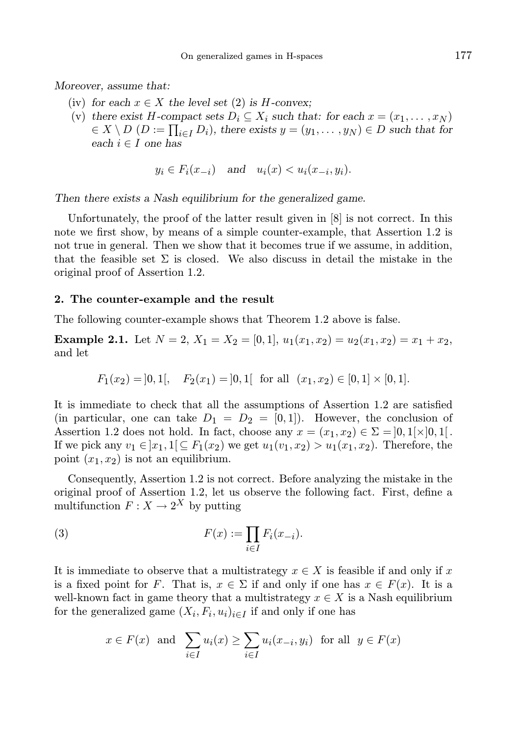*Moreover, assume that:*

- (iv) *for each $x \in X$ the level set (2) is $H$-convex;*
- (v) *there exist $H$-compact sets $D_i \subseteq X_i$ such that: for each $x = (x_1, \ldots, x_N) \in X \setminus D$ ($D := \prod_{i \in I} D_i$), there exists $y = (y_1, \ldots, y_N) \in D$ such that for each $i \in I$ one has*

$$y_i \in F_i(x_{-i}) \quad \text{and} \quad u_i(x) < u_i(x_{-i}, y_i).$$

*Then there exists a Nash equilibrium for the generalized game.*

Unfortunately, the proof of the latter result given in [8] is not correct. In this note we first show, by means of a simple counter-example, that Assertion 1.2 is not true in general. Then we show that it becomes true if we assume, in addition, that the feasible set $\Sigma$ is closed. We also discuss in detail the mistake in the original proof of Assertion 1.2.

## 2. The counter-example and the result

The following counter-example shows that Theorem 1.2 above is false.

**Example 2.1.** Let $N = 2$, $X_1 = X_2 = [0, 1]$, $u_1(x_1, x_2) = u_2(x_1, x_2) = x_1 + x_2$, and let

$$F_1(x_2) = ]0, 1[, \quad F_2(x_1) = ]0, 1[ \;\; \text{for all} \;\; (x_1, x_2) \in [0, 1] \times [0, 1].$$

It is immediate to check that all the assumptions of Assertion 1.2 are satisfied (in particular, one can take $D_1 = D_2 = [0, 1]$). However, the conclusion of Assertion 1.2 does not hold. In fact, choose any $x = (x_1, x_2) \in \Sigma = ]0, 1[ \times ]0, 1[$. If we pick any $v_1 \in ]x_1, 1[ \subseteq F_1(x_2)$ we get $u_1(v_1, x_2) > u_1(x_1, x_2)$. Therefore, the point $(x_1, x_2)$ is not an equilibrium.

Consequently, Assertion 1.2 is not correct. Before analyzing the mistake in the original proof of Assertion 1.2, let us observe the following fact. First, define a multifunction $F : X \to 2^X$ by putting

$$F(x) := \prod_{i \in I} F_i(x_{-i}). \tag{3}$$

It is immediate to observe that a multistrategy $x \in X$ is feasible if and only if $x$ is a fixed point for $F$. That is, $x \in \Sigma$ if and only if one has $x \in F(x)$. It is a well-known fact in game theory that a multistrategy $x \in X$ is a Nash equilibrium for the generalized game $(X_i, F_i, u_i)_{i \in I}$ if and only if one has

$$x \in F(x) \;\; \text{and} \;\; \sum_{i \in I} u_i(x) \geq \sum_{i \in I} u_i(x_{-i}, y_i) \;\; \text{for all} \;\; y \in F(x)$$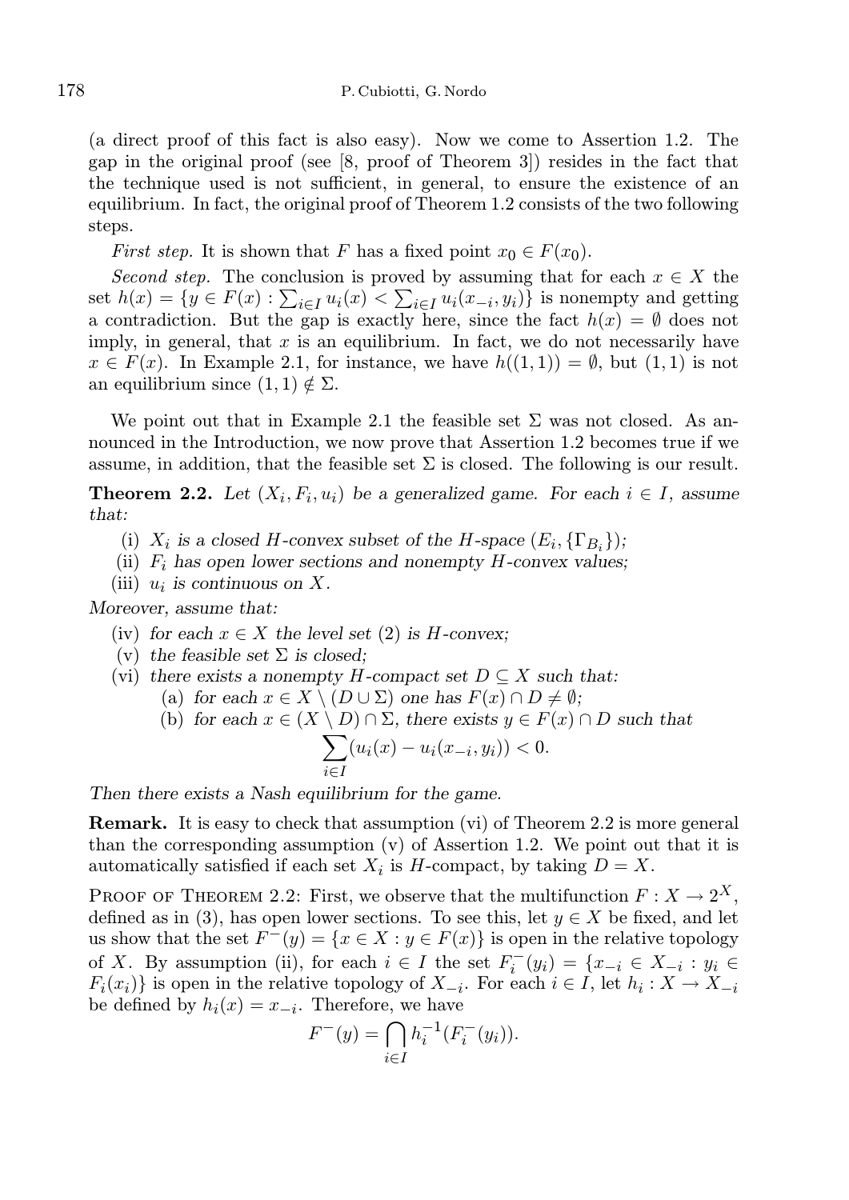(a direct proof of this fact is also easy). Now we come to Assertion 1.2. The gap in the original proof (see [8, proof of Theorem 3]) resides in the fact that the technique used is not sufficient, in general, to ensure the existence of an equilibrium. In fact, the original proof of Theorem 1.2 consists of the two following steps.

*First step.* It is shown that $F$ has a fixed point $x_0 \in F(x_0)$.

*Second step.* The conclusion is proved by assuming that for each $x \in X$ the set $h(x) = \{y \in F(x) : \sum_{i \in I} u_i(x) < \sum_{i \in I} u_i(x_{-i}, y_i)\}$ is nonempty and getting a contradiction. But the gap is exactly here, since the fact $h(x) = \emptyset$ does not imply, in general, that $x$ is an equilibrium. In fact, we do not necessarily have $x \in F(x)$. In Example 2.1, for instance, we have $h((1,1)) = \emptyset$, but $(1,1)$ is not an equilibrium since $(1,1) \notin \Sigma$.

We point out that in Example 2.1 the feasible set $\Sigma$ was not closed. As announced in the Introduction, we now prove that Assertion 1.2 becomes true if we assume, in addition, that the feasible set $\Sigma$ is closed. The following is our result.

**Theorem 2.2.** *Let $(X_i, F_i, u_i)$ be a generalized game. For each $i \in I$, assume that:*

(i) *$X_i$ is a closed $H$-convex subset of the $H$-space $(E_i, \{\Gamma_{B_i}\})$;*

(ii) *$F_i$ has open lower sections and nonempty $H$-convex values;*

(iii) *$u_i$ is continuous on $X$.*

*Moreover, assume that:*

(iv) *for each $x \in X$ the level set (2) is $H$-convex;*

(v) *the feasible set $\Sigma$ is closed;*

(vi) *there exists a nonempty $H$-compact set $D \subseteq X$ such that:*

  (a) *for each $x \in X \setminus (D \cup \Sigma)$ one has $F(x) \cap D \neq \emptyset$;*

  (b) *for each $x \in (X \setminus D) \cap \Sigma$, there exists $y \in F(x) \cap D$ such that*

$$\sum_{i \in I} (u_i(x) - u_i(x_{-i}, y_i)) < 0.$$

*Then there exists a Nash equilibrium for the game.*

**Remark.** It is easy to check that assumption (vi) of Theorem 2.2 is more general than the corresponding assumption (v) of Assertion 1.2. We point out that it is automatically satisfied if each set $X_i$ is $H$-compact, by taking $D = X$.

Proof of Theorem 2.2: First, we observe that the multifunction $F : X \to 2^X$, defined as in (3), has open lower sections. To see this, let $y \in X$ be fixed, and let us show that the set $F^-(y) = \{x \in X : y \in F(x)\}$ is open in the relative topology of $X$. By assumption (ii), for each $i \in I$ the set $F_i^-(y_i) = \{x_{-i} \in X_{-i} : y_i \in F_i(x_i)\}$ is open in the relative topology of $X_{-i}$. For each $i \in I$, let $h_i : X \to X_{-i}$ be defined by $h_i(x) = x_{-i}$. Therefore, we have

$$F^-(y) = \bigcap_{i \in I} h_i^{-1}(F_i^-(y_i)).$$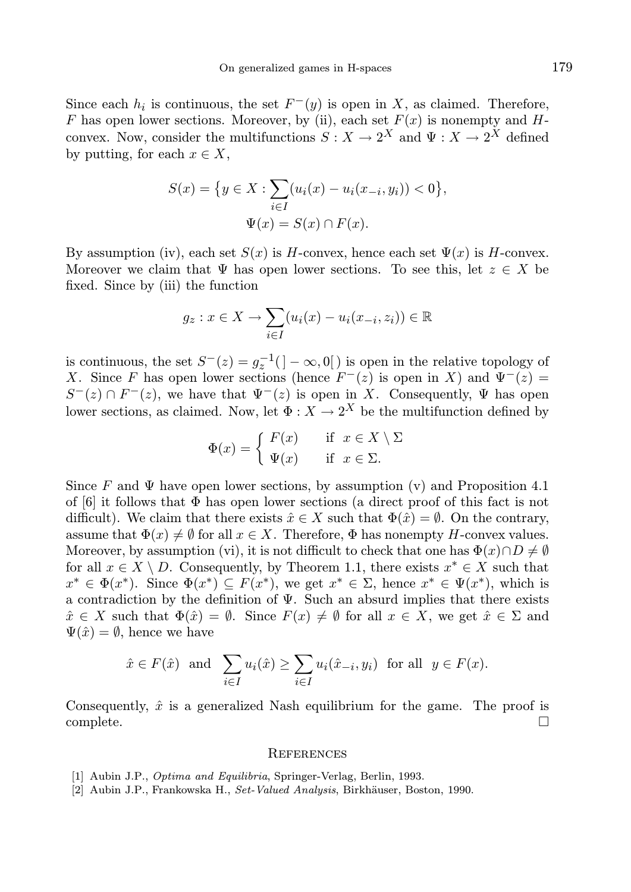Since each $h_i$ is continuous, the set $F^-(y)$ is open in $X$, as claimed. Therefore, $F$ has open lower sections. Moreover, by (ii), each set $F(x)$ is nonempty and $H$-convex. Now, consider the multifunctions $S : X \to 2^X$ and $\Psi : X \to 2^X$ defined by putting, for each $x \in X$,

$$S(x) = \{y \in X : \sum_{i \in I}(u_i(x) - u_i(x_{-i}, y_i)) < 0\},$$
$$\Psi(x) = S(x) \cap F(x).$$

By assumption (iv), each set $S(x)$ is $H$-convex, hence each set $\Psi(x)$ is $H$-convex. Moreover we claim that $\Psi$ has open lower sections. To see this, let $z \in X$ be fixed. Since by (iii) the function

$$g_z : x \in X \to \sum_{i \in I}(u_i(x) - u_i(x_{-i}, z_i)) \in \mathbb{R}$$

is continuous, the set $S^-(z) = g_z^{-1}(\,]-\infty, 0[\,)$ is open in the relative topology of $X$. Since $F$ has open lower sections (hence $F^-(z)$ is open in $X$) and $\Psi^-(z) = S^-(z) \cap F^-(z)$, we have that $\Psi^-(z)$ is open in $X$. Consequently, $\Psi$ has open lower sections, as claimed. Now, let $\Phi : X \to 2^X$ be the multifunction defined by

$$\Phi(x) = \begin{cases} F(x) & \text{if } \; x \in X \setminus \Sigma \\ \Psi(x) & \text{if } \; x \in \Sigma. \end{cases}$$

Since $F$ and $\Psi$ have open lower sections, by assumption (v) and Proposition 4.1 of [6] it follows that $\Phi$ has open lower sections (a direct proof of this fact is not difficult). We claim that there exists $\hat{x} \in X$ such that $\Phi(\hat{x}) = \emptyset$. On the contrary, assume that $\Phi(x) \neq \emptyset$ for all $x \in X$. Therefore, $\Phi$ has nonempty $H$-convex values. Moreover, by assumption (vi), it is not difficult to check that one has $\Phi(x) \cap D \neq \emptyset$ for all $x \in X \setminus D$. Consequently, by Theorem 1.1, there exists $x^* \in X$ such that $x^* \in \Phi(x^*)$. Since $\Phi(x^*) \subseteq F(x^*)$, we get $x^* \in \Sigma$, hence $x^* \in \Psi(x^*)$, which is a contradiction by the definition of $\Psi$. Such an absurd implies that there exists $\hat{x} \in X$ such that $\Phi(\hat{x}) = \emptyset$. Since $F(x) \neq \emptyset$ for all $x \in X$, we get $\hat{x} \in \Sigma$ and $\Psi(\hat{x}) = \emptyset$, hence we have

$$\hat{x} \in F(\hat{x}) \;\text{ and }\; \sum_{i \in I} u_i(\hat{x}) \geq \sum_{i \in I} u_i(\hat{x}_{-i}, y_i) \;\text{ for all }\; y \in F(x).$$

Consequently, $\hat{x}$ is a generalized Nash equilibrium for the game. The proof is complete. □

## References

[1] Aubin J.P., *Optima and Equilibria*, Springer-Verlag, Berlin, 1993.

[2] Aubin J.P., Frankowska H., *Set-Valued Analysis*, Birkhäuser, Boston, 1990.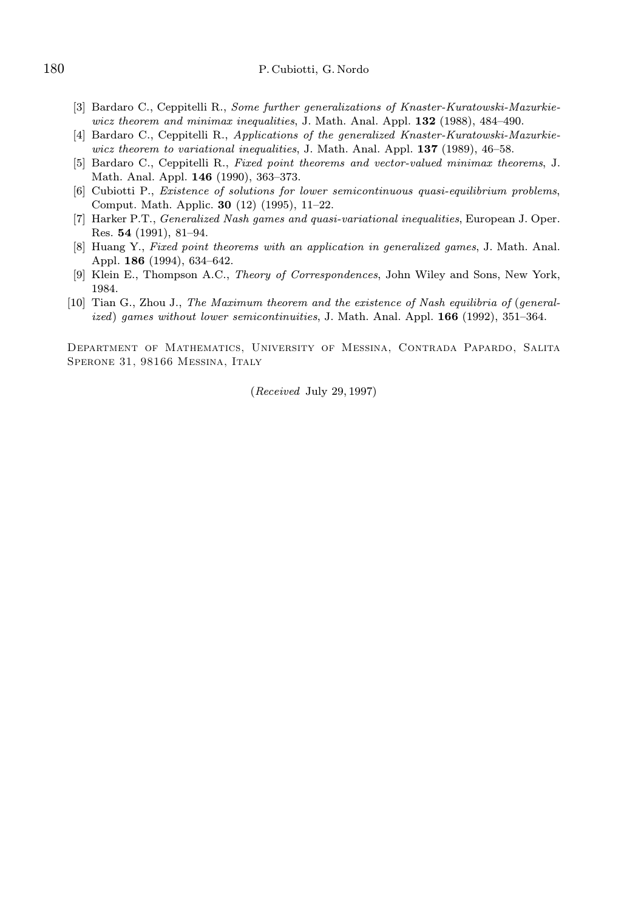[3] Bardaro C., Ceppitelli R., *Some further generalizations of Knaster-Kuratowski-Mazurkiewicz theorem and minimax inequalities*, J. Math. Anal. Appl. **132** (1988), 484–490.

[4] Bardaro C., Ceppitelli R., *Applications of the generalized Knaster-Kuratowski-Mazurkiewicz theorem to variational inequalities*, J. Math. Anal. Appl. **137** (1989), 46–58.

[5] Bardaro C., Ceppitelli R., *Fixed point theorems and vector-valued minimax theorems*, J. Math. Anal. Appl. **146** (1990), 363–373.

[6] Cubiotti P., *Existence of solutions for lower semicontinuous quasi-equilibrium problems*, Comput. Math. Applic. **30** (12) (1995), 11–22.

[7] Harker P.T., *Generalized Nash games and quasi-variational inequalities*, European J. Oper. Res. **54** (1991), 81–94.

[8] Huang Y., *Fixed point theorems with an application in generalized games*, J. Math. Anal. Appl. **186** (1994), 634–642.

[9] Klein E., Thompson A.C., *Theory of Correspondences*, John Wiley and Sons, New York, 1984.

[10] Tian G., Zhou J., *The Maximum theorem and the existence of Nash equilibria of (generalized) games without lower semicontinuities*, J. Math. Anal. Appl. **166** (1992), 351–364.

Department of Mathematics, University of Messina, Contrada Papardo, Salita Sperone 31, 98166 Messina, Italy

(*Received* July 29, 1997)